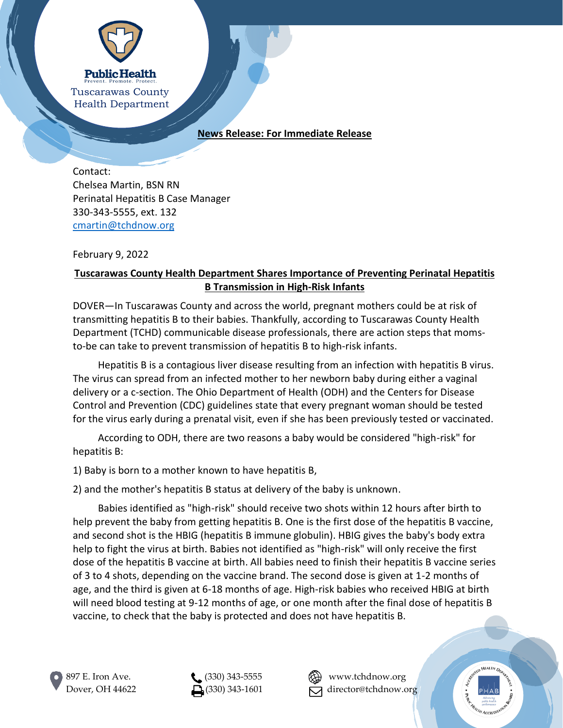Public Health
Prevent. Promote. Protect.
Tuscarawas County Health Department

**News Release: For Immediate Release**

Contact:
Chelsea Martin, BSN RN
Perinatal Hepatitis B Case Manager
330-343-5555, ext. 132
cmartin@tchdnow.org

February 9, 2022

## Tuscarawas County Health Department Shares Importance of Preventing Perinatal Hepatitis B Transmission in High-Risk Infants

DOVER—In Tuscarawas County and across the world, pregnant mothers could be at risk of transmitting hepatitis B to their babies. Thankfully, according to Tuscarawas County Health Department (TCHD) communicable disease professionals, there are action steps that moms-to-be can take to prevent transmission of hepatitis B to high-risk infants.

Hepatitis B is a contagious liver disease resulting from an infection with hepatitis B virus. The virus can spread from an infected mother to her newborn baby during either a vaginal delivery or a c-section. The Ohio Department of Health (ODH) and the Centers for Disease Control and Prevention (CDC) guidelines state that every pregnant woman should be tested for the virus early during a prenatal visit, even if she has been previously tested or vaccinated.

According to ODH, there are two reasons a baby would be considered "high-risk" for hepatitis B:

1) Baby is born to a mother known to have hepatitis B,

2) and the mother's hepatitis B status at delivery of the baby is unknown.

Babies identified as "high-risk" should receive two shots within 12 hours after birth to help prevent the baby from getting hepatitis B. One is the first dose of the hepatitis B vaccine, and second shot is the HBIG (hepatitis B immune globulin). HBIG gives the baby's body extra help to fight the virus at birth. Babies not identified as "high-risk" will only receive the first dose of the hepatitis B vaccine at birth. All babies need to finish their hepatitis B vaccine series of 3 to 4 shots, depending on the vaccine brand. The second dose is given at 1-2 months of age, and the third is given at 6-18 months of age. High-risk babies who received HBIG at birth will need blood testing at 9-12 months of age, or one month after the final dose of hepatitis B vaccine, to check that the baby is protected and does not have hepatitis B.

897 E. Iron Ave.
Dover, OH 44622

(330) 343-5555
(330) 343-1601

www.tchdnow.org
director@tchdnow.org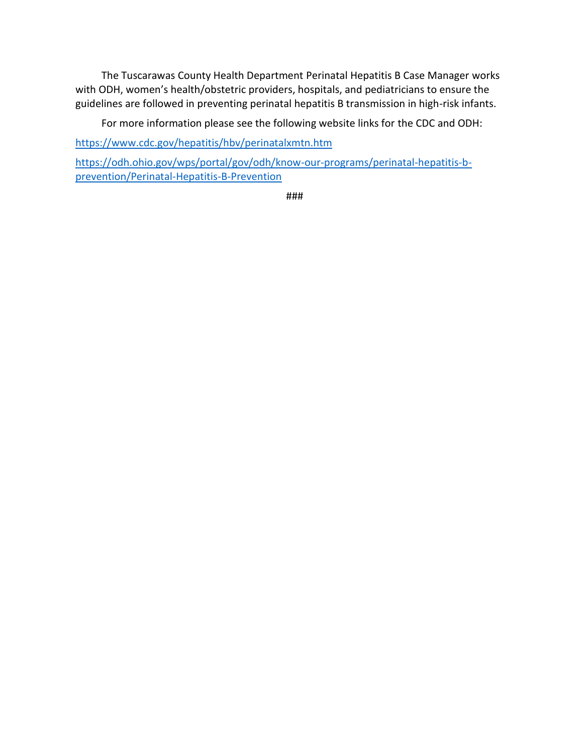The Tuscarawas County Health Department Perinatal Hepatitis B Case Manager works with ODH, women's health/obstetric providers, hospitals, and pediatricians to ensure the guidelines are followed in preventing perinatal hepatitis B transmission in high-risk infants.

For more information please see the following website links for the CDC and ODH:

https://www.cdc.gov/hepatitis/hbv/perinatalxmtn.htm

https://odh.ohio.gov/wps/portal/gov/odh/know-our-programs/perinatal-hepatitis-b-prevention/Perinatal-Hepatitis-B-Prevention

###